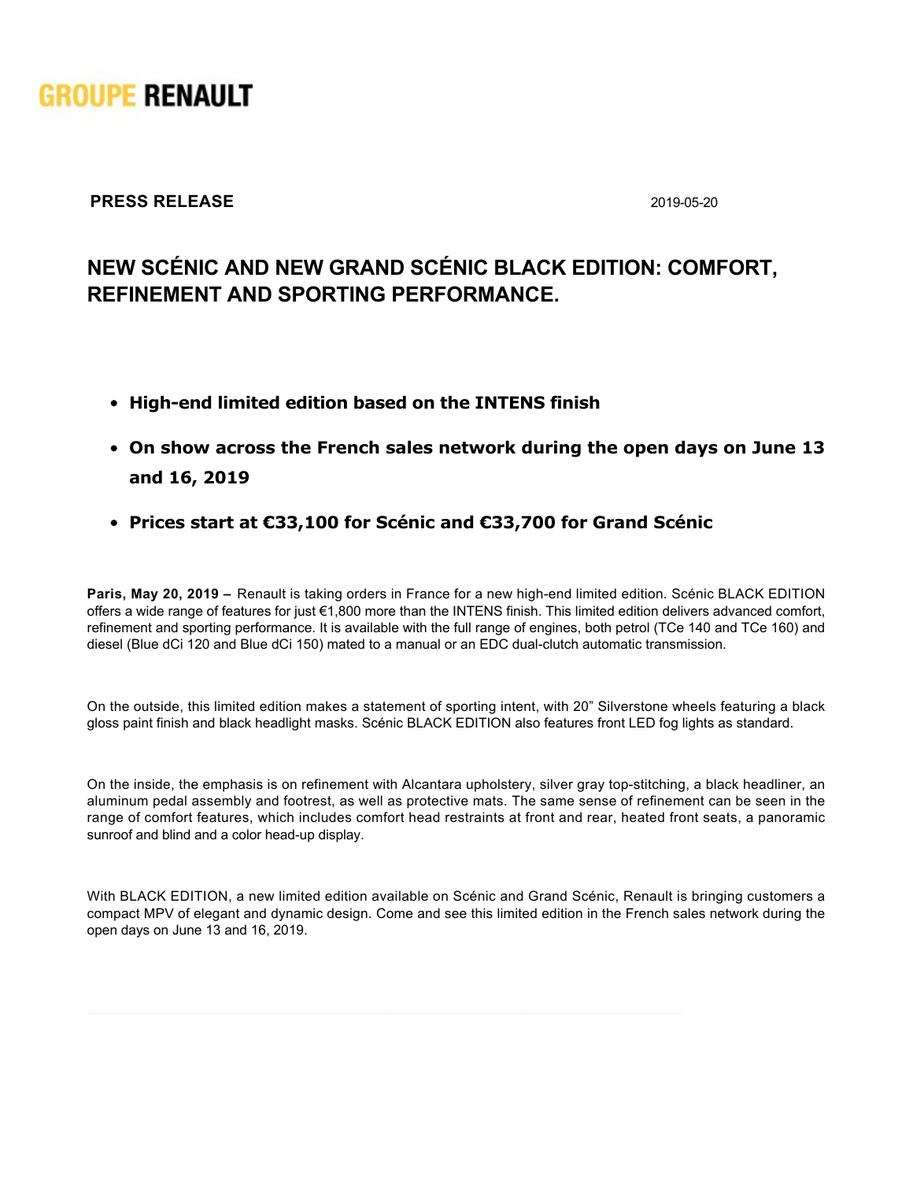GROUPE RENAULT

**PRESS RELEASE** 2019-05-20

# NEW SCÉNIC AND NEW GRAND SCÉNIC BLACK EDITION: COMFORT, REFINEMENT AND SPORTING PERFORMANCE.

- **High-end limited edition based on the INTENS finish**
- **On show across the French sales network during the open days on June 13 and 16, 2019**
- **Prices start at €33,100 for Scénic and €33,700 for Grand Scénic**

**Paris, May 20, 2019 –** Renault is taking orders in France for a new high-end limited edition. Scénic BLACK EDITION offers a wide range of features for just €1,800 more than the INTENS finish. This limited edition delivers advanced comfort, refinement and sporting performance. It is available with the full range of engines, both petrol (TCe 140 and TCe 160) and diesel (Blue dCi 120 and Blue dCi 150) mated to a manual or an EDC dual-clutch automatic transmission.

On the outside, this limited edition makes a statement of sporting intent, with 20" Silverstone wheels featuring a black gloss paint finish and black headlight masks. Scénic BLACK EDITION also features front LED fog lights as standard.

On the inside, the emphasis is on refinement with Alcantara upholstery, silver gray top-stitching, a black headliner, an aluminum pedal assembly and footrest, as well as protective mats. The same sense of refinement can be seen in the range of comfort features, which includes comfort head restraints at front and rear, heated front seats, a panoramic sunroof and blind and a color head-up display.

With BLACK EDITION, a new limited edition available on Scénic and Grand Scénic, Renault is bringing customers a compact MPV of elegant and dynamic design. Come and see this limited edition in the French sales network during the open days on June 13 and 16, 2019.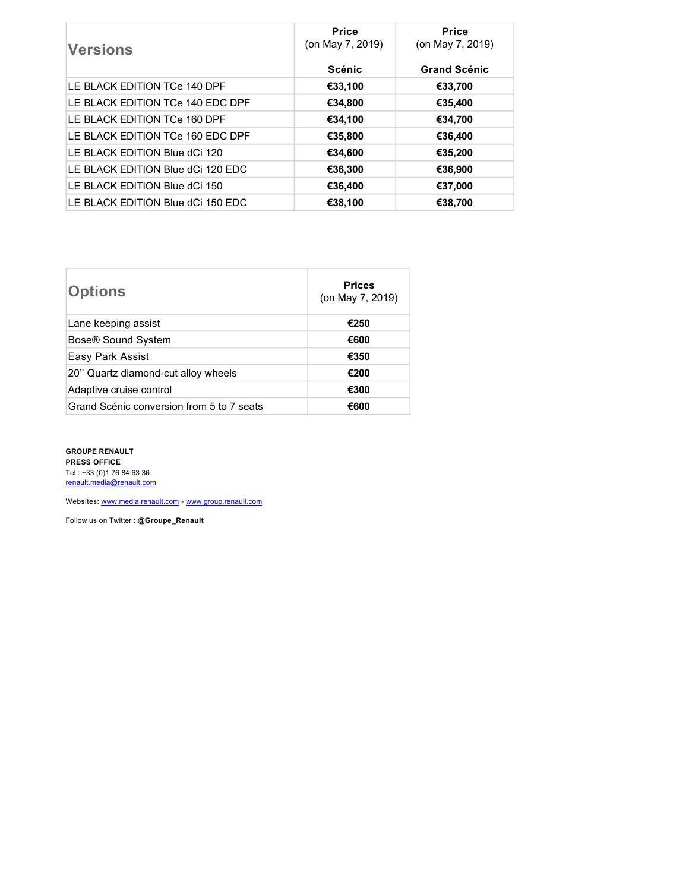| Versions | Price (on May 7, 2019) Scénic | Price (on May 7, 2019) Grand Scénic |
|---|---|---|
| LE BLACK EDITION TCe 140 DPF | **€33,100** | **€33,700** |
| LE BLACK EDITION TCe 140 EDC DPF | **€34,800** | **€35,400** |
| LE BLACK EDITION TCe 160 DPF | **€34,100** | **€34,700** |
| LE BLACK EDITION TCe 160 EDC DPF | **€35,800** | **€36,400** |
| LE BLACK EDITION Blue dCi 120 | **€34,600** | **€35,200** |
| LE BLACK EDITION Blue dCi 120 EDC | **€36,300** | **€36,900** |
| LE BLACK EDITION Blue dCi 150 | **€36,400** | **€37,000** |
| LE BLACK EDITION Blue dCi 150 EDC | **€38,100** | **€38,700** |

| Options | Prices (on May 7, 2019) |
|---|---|
| Lane keeping assist | **€250** |
| Bose® Sound System | **€600** |
| Easy Park Assist | **€350** |
| 20'' Quartz diamond-cut alloy wheels | **€200** |
| Adaptive cruise control | **€300** |
| Grand Scénic conversion from 5 to 7 seats | **€600** |

**GROUPE RENAULT**
**PRESS OFFICE**
Tel.: +33 (0)1 76 84 63 36
renault.media@renault.com

Websites: www.media.renault.com - www.group.renault.com

Follow us on Twitter : **@Groupe_Renault**